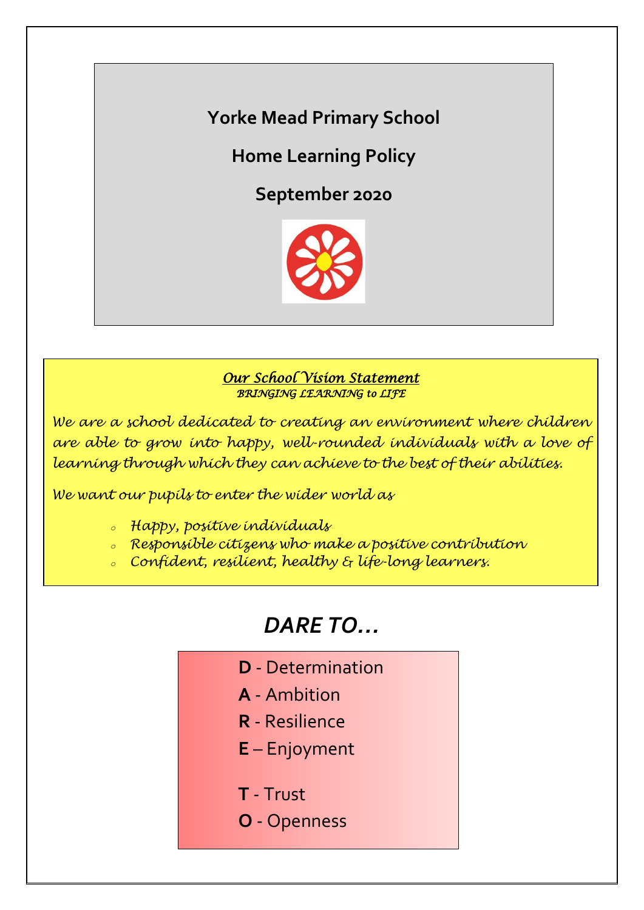# Yorke Mead Primary School

## Home Learning Policy

## September 2020

***Our School Vision Statement***

*BRINGING LEARNING to LIFE*

*We are a school dedicated to creating an environment where children are able to grow into happy, well-rounded individuals with a love of learning through which they can achieve to the best of their abilities.*

*We want our pupils to enter the wider world as*

- *Happy, positive individuals*
- *Responsible citizens who make a positive contribution*
- *Confident, resilient, healthy & life-long learners.*

## *DARE TO…*

**D** - Determination

**A** - Ambition

**R** - Resilience

**E** – Enjoyment

**T** - Trust

**O** - Openness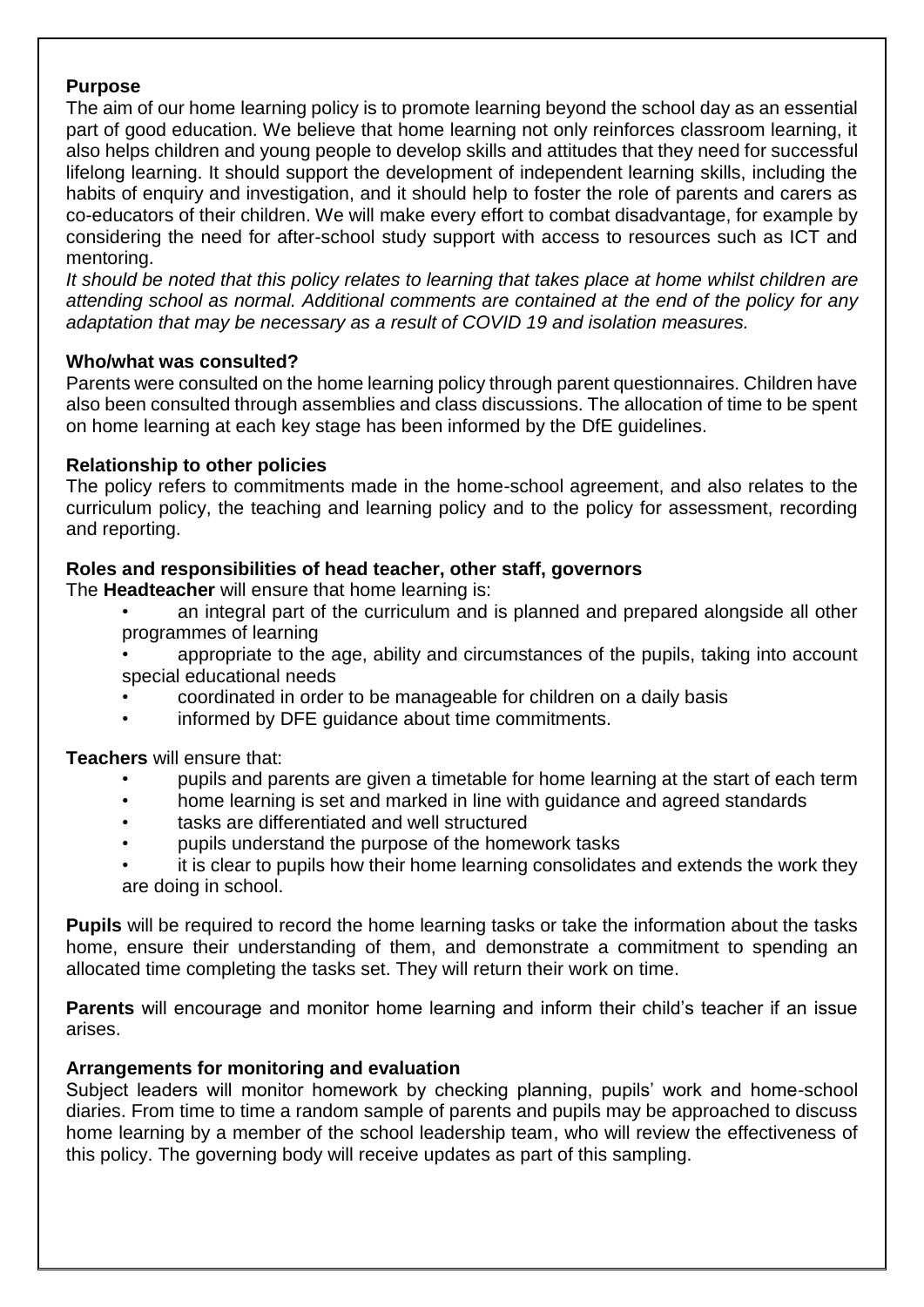**Purpose**

The aim of our home learning policy is to promote learning beyond the school day as an essential part of good education. We believe that home learning not only reinforces classroom learning, it also helps children and young people to develop skills and attitudes that they need for successful lifelong learning. It should support the development of independent learning skills, including the habits of enquiry and investigation, and it should help to foster the role of parents and carers as co-educators of their children. We will make every effort to combat disadvantage, for example by considering the need for after-school study support with access to resources such as ICT and mentoring.

*It should be noted that this policy relates to learning that takes place at home whilst children are attending school as normal. Additional comments are contained at the end of the policy for any adaptation that may be necessary as a result of COVID 19 and isolation measures.*

**Who/what was consulted?**

Parents were consulted on the home learning policy through parent questionnaires. Children have also been consulted through assemblies and class discussions. The allocation of time to be spent on home learning at each key stage has been informed by the DfE guidelines.

**Relationship to other policies**

The policy refers to commitments made in the home-school agreement, and also relates to the curriculum policy, the teaching and learning policy and to the policy for assessment, recording and reporting.

**Roles and responsibilities of head teacher, other staff, governors**

The **Headteacher** will ensure that home learning is:

- an integral part of the curriculum and is planned and prepared alongside all other programmes of learning
- appropriate to the age, ability and circumstances of the pupils, taking into account special educational needs
- coordinated in order to be manageable for children on a daily basis
- informed by DFE guidance about time commitments.

**Teachers** will ensure that:

- pupils and parents are given a timetable for home learning at the start of each term
- home learning is set and marked in line with guidance and agreed standards
- tasks are differentiated and well structured
- pupils understand the purpose of the homework tasks
- it is clear to pupils how their home learning consolidates and extends the work they are doing in school.

**Pupils** will be required to record the home learning tasks or take the information about the tasks home, ensure their understanding of them, and demonstrate a commitment to spending an allocated time completing the tasks set. They will return their work on time.

**Parents** will encourage and monitor home learning and inform their child's teacher if an issue arises.

**Arrangements for monitoring and evaluation**

Subject leaders will monitor homework by checking planning, pupils' work and home-school diaries. From time to time a random sample of parents and pupils may be approached to discuss home learning by a member of the school leadership team, who will review the effectiveness of this policy. The governing body will receive updates as part of this sampling.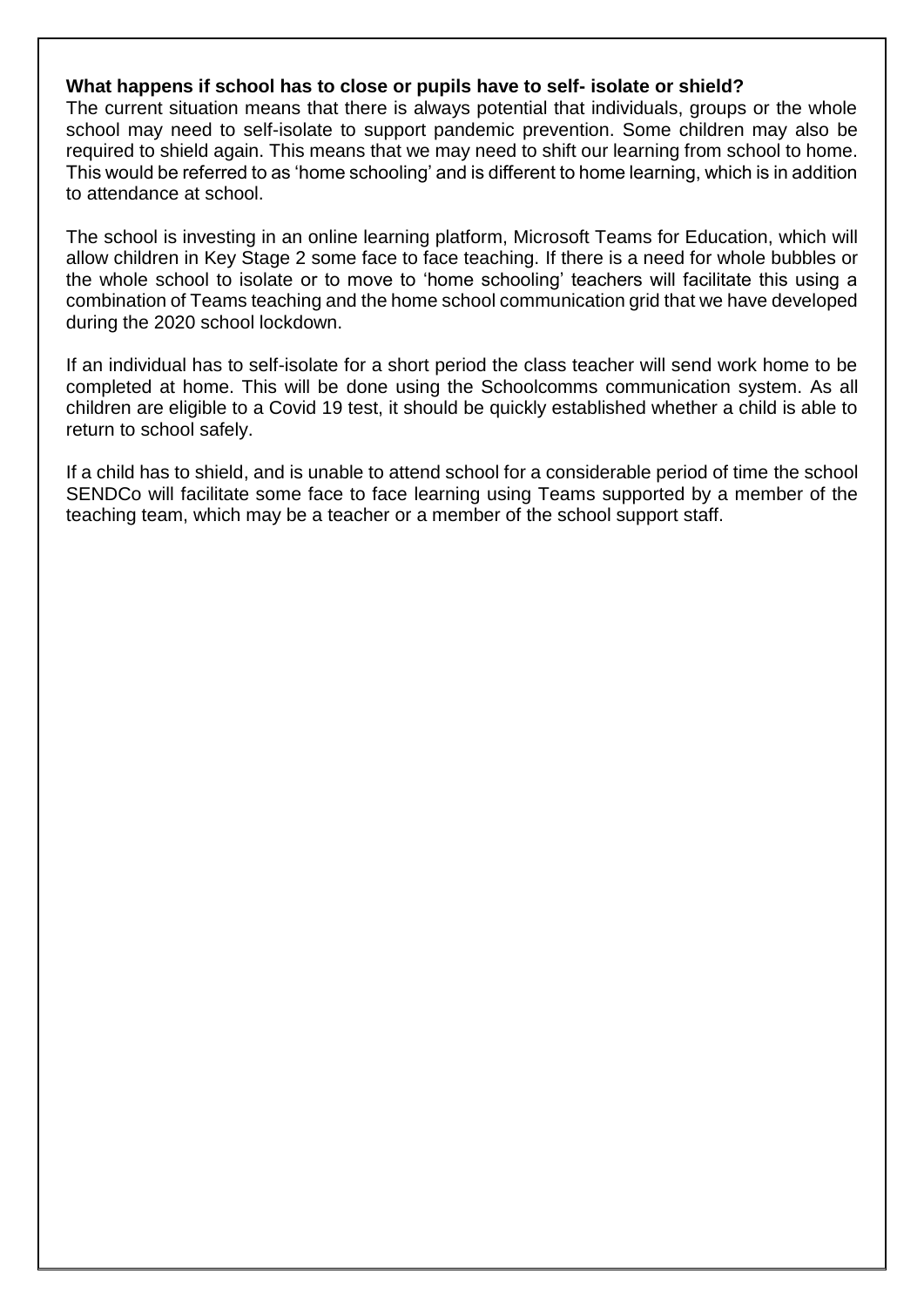**What happens if school has to close or pupils have to self- isolate or shield?**

The current situation means that there is always potential that individuals, groups or the whole school may need to self-isolate to support pandemic prevention. Some children may also be required to shield again. This means that we may need to shift our learning from school to home. This would be referred to as 'home schooling' and is different to home learning, which is in addition to attendance at school.

The school is investing in an online learning platform, Microsoft Teams for Education, which will allow children in Key Stage 2 some face to face teaching. If there is a need for whole bubbles or the whole school to isolate or to move to 'home schooling' teachers will facilitate this using a combination of Teams teaching and the home school communication grid that we have developed during the 2020 school lockdown.

If an individual has to self-isolate for a short period the class teacher will send work home to be completed at home. This will be done using the Schoolcomms communication system. As all children are eligible to a Covid 19 test, it should be quickly established whether a child is able to return to school safely.

If a child has to shield, and is unable to attend school for a considerable period of time the school SENDCo will facilitate some face to face learning using Teams supported by a member of the teaching team, which may be a teacher or a member of the school support staff.